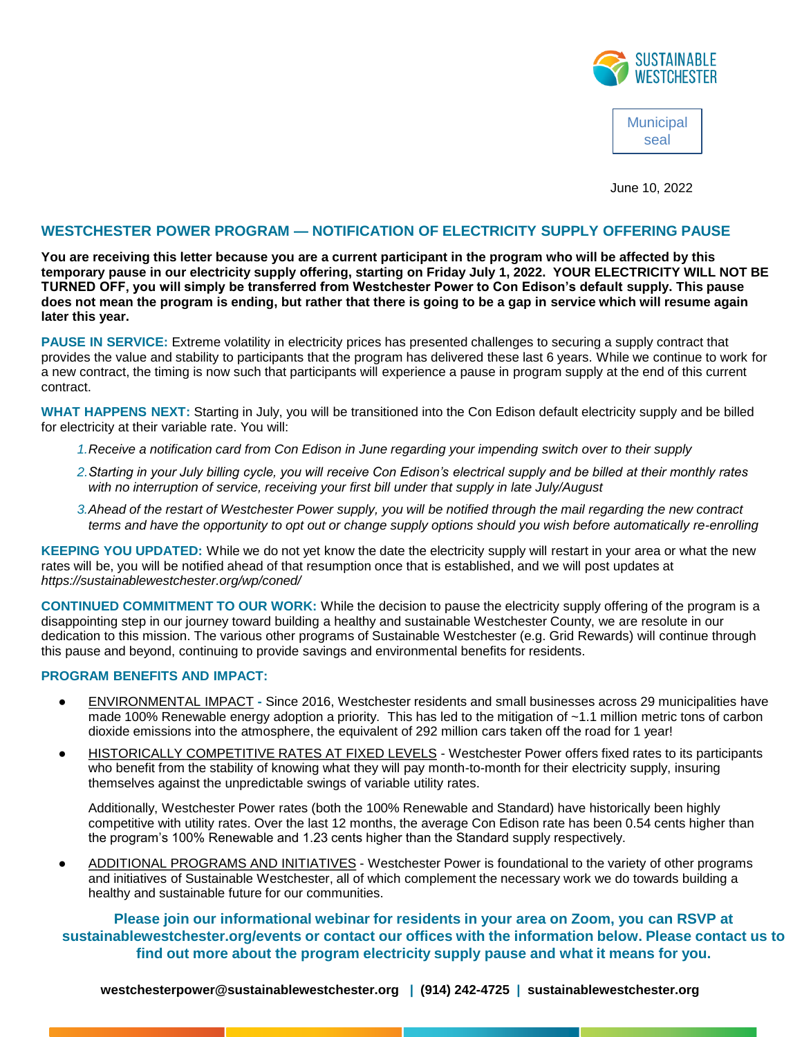SUSTAINABLE WESTCHESTER

Municipal seal

June 10, 2022

## WESTCHESTER POWER PROGRAM — NOTIFICATION OF ELECTRICITY SUPPLY OFFERING PAUSE

**You are receiving this letter because you are a current participant in the program who will be affected by this temporary pause in our electricity supply offering, starting on Friday July 1, 2022. YOUR ELECTRICITY WILL NOT BE TURNED OFF, you will simply be transferred from Westchester Power to Con Edison's default supply. This pause does not mean the program is ending, but rather that there is going to be a gap in service which will resume again later this year.**

**PAUSE IN SERVICE:** Extreme volatility in electricity prices has presented challenges to securing a supply contract that provides the value and stability to participants that the program has delivered these last 6 years. While we continue to work for a new contract, the timing is now such that participants will experience a pause in program supply at the end of this current contract.

**WHAT HAPPENS NEXT:** Starting in July, you will be transitioned into the Con Edison default electricity supply and be billed for electricity at their variable rate. You will:

1. *Receive a notification card from Con Edison in June regarding your impending switch over to their supply*
2. *Starting in your July billing cycle, you will receive Con Edison's electrical supply and be billed at their monthly rates with no interruption of service, receiving your first bill under that supply in late July/August*
3. *Ahead of the restart of Westchester Power supply, you will be notified through the mail regarding the new contract terms and have the opportunity to opt out or change supply options should you wish before automatically re-enrolling*

**KEEPING YOU UPDATED:** While we do not yet know the date the electricity supply will restart in your area or what the new rates will be, you will be notified ahead of that resumption once that is established, and we will post updates at *https://sustainablewestchester.org/wp/coned/*

**CONTINUED COMMITMENT TO OUR WORK:** While the decision to pause the electricity supply offering of the program is a disappointing step in our journey toward building a healthy and sustainable Westchester County, we are resolute in our dedication to this mission. The various other programs of Sustainable Westchester (e.g. Grid Rewards) will continue through this pause and beyond, continuing to provide savings and environmental benefits for residents.

**PROGRAM BENEFITS AND IMPACT:**

- ENVIRONMENTAL IMPACT - Since 2016, Westchester residents and small businesses across 29 municipalities have made 100% Renewable energy adoption a priority. This has led to the mitigation of ~1.1 million metric tons of carbon dioxide emissions into the atmosphere, the equivalent of 292 million cars taken off the road for 1 year!
- HISTORICALLY COMPETITIVE RATES AT FIXED LEVELS - Westchester Power offers fixed rates to its participants who benefit from the stability of knowing what they will pay month-to-month for their electricity supply, insuring themselves against the unpredictable swings of variable utility rates.

  Additionally, Westchester Power rates (both the 100% Renewable and Standard) have historically been highly competitive with utility rates. Over the last 12 months, the average Con Edison rate has been 0.54 cents higher than the program's 100% Renewable and 1.23 cents higher than the Standard supply respectively.
- ADDITIONAL PROGRAMS AND INITIATIVES - Westchester Power is foundational to the variety of other programs and initiatives of Sustainable Westchester, all of which complement the necessary work we do towards building a healthy and sustainable future for our communities.

**Please join our informational webinar for residents in your area on Zoom, you can RSVP at sustainablewestchester.org/events or contact our offices with the information below. Please contact us to find out more about the program electricity supply pause and what it means for you.**

**westchesterpower@sustainablewestchester.org | (914) 242-4725 | sustainablewestchester.org**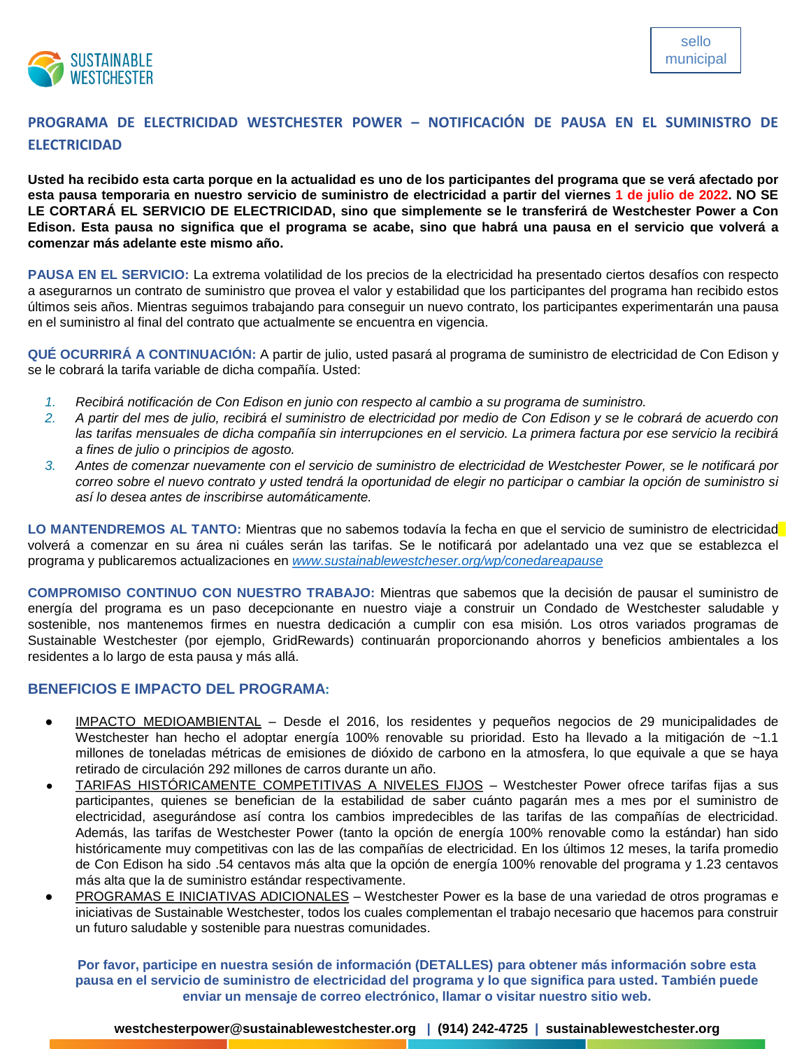SUSTAINABLE WESTCHESTER

sello municipal

## PROGRAMA DE ELECTRICIDAD WESTCHESTER POWER – NOTIFICACIÓN DE PAUSA EN EL SUMINISTRO DE ELECTRICIDAD

**Usted ha recibido esta carta porque en la actualidad es uno de los participantes del programa que se verá afectado por esta pausa temporaria en nuestro servicio de suministro de electricidad a partir del viernes 1 de julio de 2022. NO SE LE CORTARÁ EL SERVICIO DE ELECTRICIDAD, sino que simplemente se le transferirá de Westchester Power a Con Edison. Esta pausa no significa que el programa se acabe, sino que habrá una pausa en el servicio que volverá a comenzar más adelante este mismo año.**

**PAUSA EN EL SERVICIO:** La extrema volatilidad de los precios de la electricidad ha presentado ciertos desafíos con respecto a asegurarnos un contrato de suministro que provea el valor y estabilidad que los participantes del programa han recibido estos últimos seis años. Mientras seguimos trabajando para conseguir un nuevo contrato, los participantes experimentarán una pausa en el suministro al final del contrato que actualmente se encuentra en vigencia.

**QUÉ OCURRIRÁ A CONTINUACIÓN:** A partir de julio, usted pasará al programa de suministro de electricidad de Con Edison y se le cobrará la tarifa variable de dicha compañía. Usted:

1. *Recibirá notificación de Con Edison en junio con respecto al cambio a su programa de suministro.*
2. *A partir del mes de julio, recibirá el suministro de electricidad por medio de Con Edison y se le cobrará de acuerdo con las tarifas mensuales de dicha compañía sin interrupciones en el servicio. La primera factura por ese servicio la recibirá a fines de julio o principios de agosto.*
3. *Antes de comenzar nuevamente con el servicio de suministro de electricidad de Westchester Power, se le notificará por correo sobre el nuevo contrato y usted tendrá la oportunidad de elegir no participar o cambiar la opción de suministro si así lo desea antes de inscribirse automáticamente.*

**LO MANTENDREMOS AL TANTO:** Mientras que no sabemos todavía la fecha en que el servicio de suministro de electricidad volverá a comenzar en su área ni cuáles serán las tarifas. Se le notificará por adelantado una vez que se establezca el programa y publicaremos actualizaciones en *www.sustainablewestcheser.org/wp/conedareapause*

**COMPROMISO CONTINUO CON NUESTRO TRABAJO:** Mientras que sabemos que la decisión de pausar el suministro de energía del programa es un paso decepcionante en nuestro viaje a construir un Condado de Westchester saludable y sostenible, nos mantenemos firmes en nuestra dedicación a cumplir con esa misión. Los otros variados programas de Sustainable Westchester (por ejemplo, GridRewards) continuarán proporcionando ahorros y beneficios ambientales a los residentes a lo largo de esta pausa y más allá.

### BENEFICIOS E IMPACTO DEL PROGRAMA:

- IMPACTO MEDIOAMBIENTAL – Desde el 2016, los residentes y pequeños negocios de 29 municipalidades de Westchester han hecho el adoptar energía 100% renovable su prioridad. Esto ha llevado a la mitigación de ~1.1 millones de toneladas métricas de emisiones de dióxido de carbono en la atmosfera, lo que equivale a que se haya retirado de circulación 292 millones de carros durante un año.
- TARIFAS HISTÓRICAMENTE COMPETITIVAS A NIVELES FIJOS – Westchester Power ofrece tarifas fijas a sus participantes, quienes se benefician de la estabilidad de saber cuánto pagarán mes a mes por el suministro de electricidad, asegurándose así contra los cambios impredecibles de las tarifas de las compañías de electricidad. Además, las tarifas de Westchester Power (tanto la opción de energía 100% renovable como la estándar) han sido históricamente muy competitivas con las de las compañías de electricidad. En los últimos 12 meses, la tarifa promedio de Con Edison ha sido .54 centavos más alta que la opción de energía 100% renovable del programa y 1.23 centavos más alta que la de suministro estándar respectivamente.
- PROGRAMAS E INICIATIVAS ADICIONALES – Westchester Power es la base de una variedad de otros programas e iniciativas de Sustainable Westchester, todos los cuales complementan el trabajo necesario que hacemos para construir un futuro saludable y sostenible para nuestras comunidades.

**Por favor, participe en nuestra sesión de información (DETALLES) para obtener más información sobre esta pausa en el servicio de suministro de electricidad del programa y lo que significa para usted. También puede enviar un mensaje de correo electrónico, llamar o visitar nuestro sitio web.**

**westchesterpower@sustainablewestchester.org | (914) 242-4725 | sustainablewestchester.org**